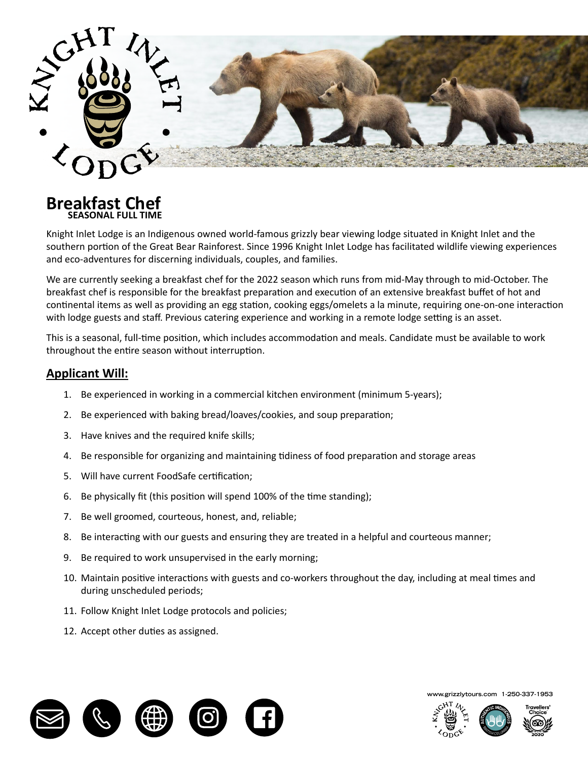# Breakfast Chef

**SEASONAL FULL TIME**

Knight Inlet Lodge is an Indigenous owned world-famous grizzly bear viewing lodge situated in Knight Inlet and the southern portion of the Great Bear Rainforest. Since 1996 Knight Inlet Lodge has facilitated wildlife viewing experiences and eco-adventures for discerning individuals, couples, and families.

We are currently seeking a breakfast chef for the 2022 season which runs from mid-May through to mid-October. The breakfast chef is responsible for the breakfast preparation and execution of an extensive breakfast buffet of hot and continental items as well as providing an egg station, cooking eggs/omelets a la minute, requiring one-on-one interaction with lodge guests and staff. Previous catering experience and working in a remote lodge setting is an asset.

This is a seasonal, full-time position, which includes accommodation and meals. Candidate must be available to work throughout the entire season without interruption.

## Applicant Will:

1. Be experienced in working in a commercial kitchen environment (minimum 5-years);
2. Be experienced with baking bread/loaves/cookies, and soup preparation;
3. Have knives and the required knife skills;
4. Be responsible for organizing and maintaining tidiness of food preparation and storage areas
5. Will have current FoodSafe certification;
6. Be physically fit (this position will spend 100% of the time standing);
7. Be well groomed, courteous, honest, and, reliable;
8. Be interacting with our guests and ensuring they are treated in a helpful and courteous manner;
9. Be required to work unsupervised in the early morning;
10. Maintain positive interactions with guests and co-workers throughout the day, including at meal times and during unscheduled periods;
11. Follow Knight Inlet Lodge protocols and policies;
12. Accept other duties as assigned.

www.grizzlytours.com 1-250-337-1953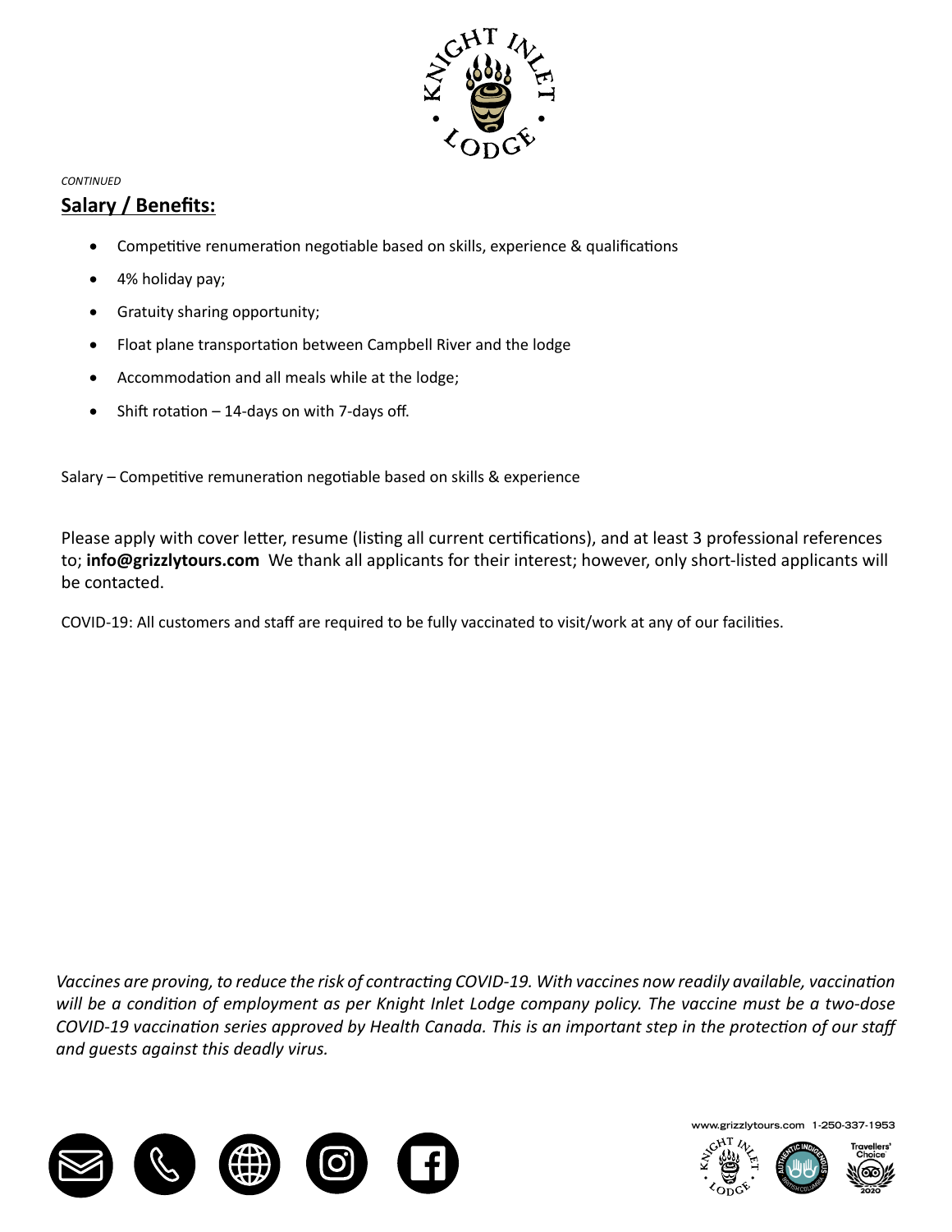*CONTINUED*

## Salary / Benefits:

- Competitive renumeration negotiable based on skills, experience & qualifications
- 4% holiday pay;
- Gratuity sharing opportunity;
- Float plane transportation between Campbell River and the lodge
- Accommodation and all meals while at the lodge;
- Shift rotation – 14-days on with 7-days off.

Salary – Competitive remuneration negotiable based on skills & experience

Please apply with cover letter, resume (listing all current certifications), and at least 3 professional references to; **info@grizzlytours.com** We thank all applicants for their interest; however, only short-listed applicants will be contacted.

COVID-19: All customers and staff are required to be fully vaccinated to visit/work at any of our facilities.

*Vaccines are proving, to reduce the risk of contracting COVID-19. With vaccines now readily available, vaccination will be a condition of employment as per Knight Inlet Lodge company policy. The vaccine must be a two-dose COVID-19 vaccination series approved by Health Canada. This is an important step in the protection of our staff and guests against this deadly virus.*

www.grizzlytours.com 1-250-337-1953